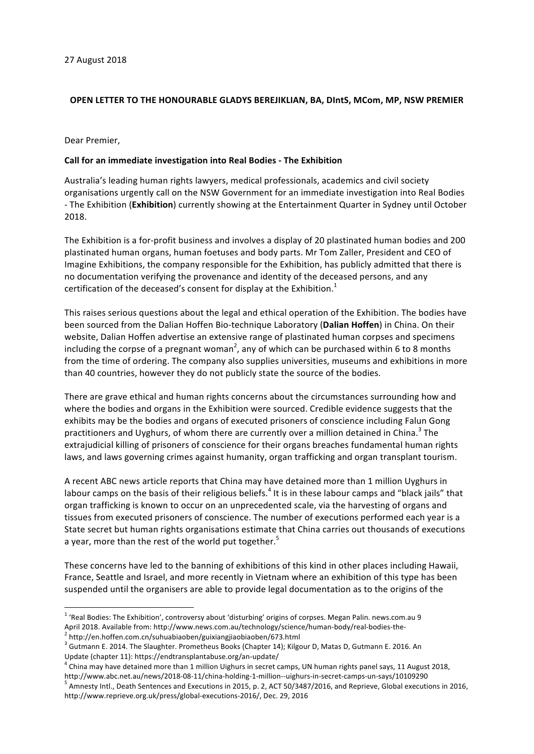27 August 2018

**OPEN LETTER TO THE HONOURABLE GLADYS BEREJIKLIAN, BA, DIntS, MCom, MP, NSW PREMIER**

Dear Premier,

**Call for an immediate investigation into Real Bodies - The Exhibition**

Australia's leading human rights lawyers, medical professionals, academics and civil society organisations urgently call on the NSW Government for an immediate investigation into Real Bodies - The Exhibition (**Exhibition**) currently showing at the Entertainment Quarter in Sydney until October 2018.

The Exhibition is a for-profit business and involves a display of 20 plastinated human bodies and 200 plastinated human organs, human foetuses and body parts. Mr Tom Zaller, President and CEO of Imagine Exhibitions, the company responsible for the Exhibition, has publicly admitted that there is no documentation verifying the provenance and identity of the deceased persons, and any certification of the deceased's consent for display at the Exhibition.[1]

This raises serious questions about the legal and ethical operation of the Exhibition. The bodies have been sourced from the Dalian Hoffen Bio-technique Laboratory (**Dalian Hoffen**) in China. On their website, Dalian Hoffen advertise an extensive range of plastinated human corpses and specimens including the corpse of a pregnant woman[2], any of which can be purchased within 6 to 8 months from the time of ordering. The company also supplies universities, museums and exhibitions in more than 40 countries, however they do not publicly state the source of the bodies.

There are grave ethical and human rights concerns about the circumstances surrounding how and where the bodies and organs in the Exhibition were sourced. Credible evidence suggests that the exhibits may be the bodies and organs of executed prisoners of conscience including Falun Gong practitioners and Uyghurs, of whom there are currently over a million detained in China.[3] The extrajudicial killing of prisoners of conscience for their organs breaches fundamental human rights laws, and laws governing crimes against humanity, organ trafficking and organ transplant tourism.

A recent ABC news article reports that China may have detained more than 1 million Uyghurs in labour camps on the basis of their religious beliefs.[4] It is in these labour camps and "black jails" that organ trafficking is known to occur on an unprecedented scale, via the harvesting of organs and tissues from executed prisoners of conscience. The number of executions performed each year is a State secret but human rights organisations estimate that China carries out thousands of executions a year, more than the rest of the world put together.[5]

These concerns have led to the banning of exhibitions of this kind in other places including Hawaii, France, Seattle and Israel, and more recently in Vietnam where an exhibition of this type has been suspended until the organisers are able to provide legal documentation as to the origins of the

---

[1] 'Real Bodies: The Exhibition', controversy about 'disturbing' origins of corpses. Megan Palin. news.com.au 9 April 2018. Available from: http://www.news.com.au/technology/science/human-body/real-bodies-the-

[2] http://en.hoffen.com.cn/suhuabiaoben/guixiangjiaobiaoben/673.html

[3] Gutmann E. 2014. The Slaughter. Prometheus Books (Chapter 14); Kilgour D, Matas D, Gutmann E. 2016. An Update (chapter 11): https://endtransplantabuse.org/an-update/

[4] China may have detained more than 1 million Uighurs in secret camps, UN human rights panel says, 11 August 2018, http://www.abc.net.au/news/2018-08-11/china-holding-1-million--uighurs-in-secret-camps-un-says/10109290

[5] Amnesty Intl., Death Sentences and Executions in 2015, p. 2, ACT 50/3487/2016, and Reprieve, Global executions in 2016, http://www.reprieve.org.uk/press/global-executions-2016/, Dec. 29, 2016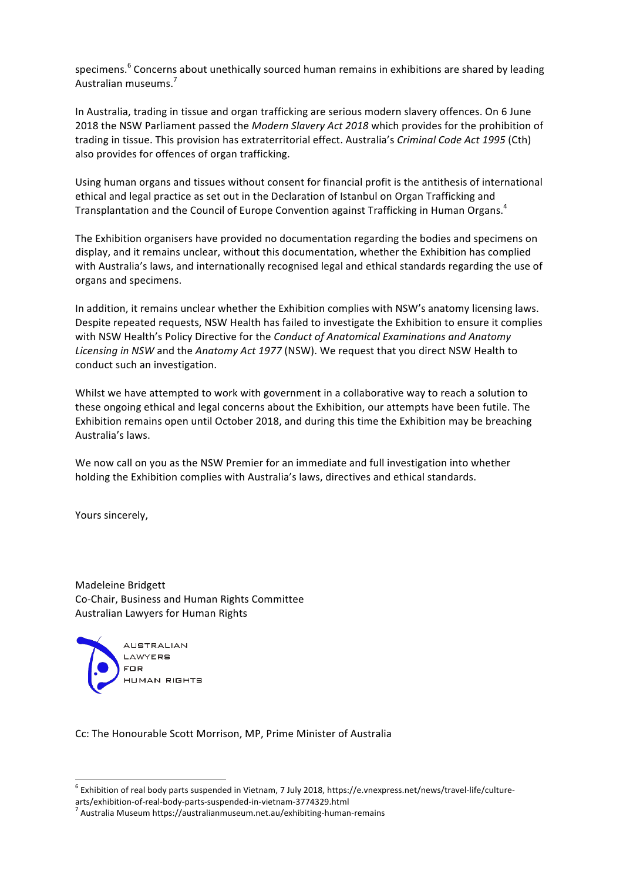specimens.[6] Concerns about unethically sourced human remains in exhibitions are shared by leading Australian museums.[7]

In Australia, trading in tissue and organ trafficking are serious modern slavery offences. On 6 June 2018 the NSW Parliament passed the *Modern Slavery Act 2018* which provides for the prohibition of trading in tissue. This provision has extraterritorial effect. Australia's *Criminal Code Act 1995* (Cth) also provides for offences of organ trafficking.

Using human organs and tissues without consent for financial profit is the antithesis of international ethical and legal practice as set out in the Declaration of Istanbul on Organ Trafficking and Transplantation and the Council of Europe Convention against Trafficking in Human Organs.[4]

The Exhibition organisers have provided no documentation regarding the bodies and specimens on display, and it remains unclear, without this documentation, whether the Exhibition has complied with Australia's laws, and internationally recognised legal and ethical standards regarding the use of organs and specimens.

In addition, it remains unclear whether the Exhibition complies with NSW's anatomy licensing laws. Despite repeated requests, NSW Health has failed to investigate the Exhibition to ensure it complies with NSW Health's Policy Directive for the *Conduct of Anatomical Examinations and Anatomy Licensing in NSW* and the *Anatomy Act 1977* (NSW). We request that you direct NSW Health to conduct such an investigation.

Whilst we have attempted to work with government in a collaborative way to reach a solution to these ongoing ethical and legal concerns about the Exhibition, our attempts have been futile. The Exhibition remains open until October 2018, and during this time the Exhibition may be breaching Australia's laws.

We now call on you as the NSW Premier for an immediate and full investigation into whether holding the Exhibition complies with Australia's laws, directives and ethical standards.

Yours sincerely,

Madeleine Bridgett
Co-Chair, Business and Human Rights Committee
Australian Lawyers for Human Rights

AUSTRALIAN LAWYERS FOR HUMAN RIGHTS

Cc: The Honourable Scott Morrison, MP, Prime Minister of Australia

---

[6] Exhibition of real body parts suspended in Vietnam, 7 July 2018, https://e.vnexpress.net/news/travel-life/culture-arts/exhibition-of-real-body-parts-suspended-in-vietnam-3774329.html

[7] Australia Museum https://australianmuseum.net.au/exhibiting-human-remains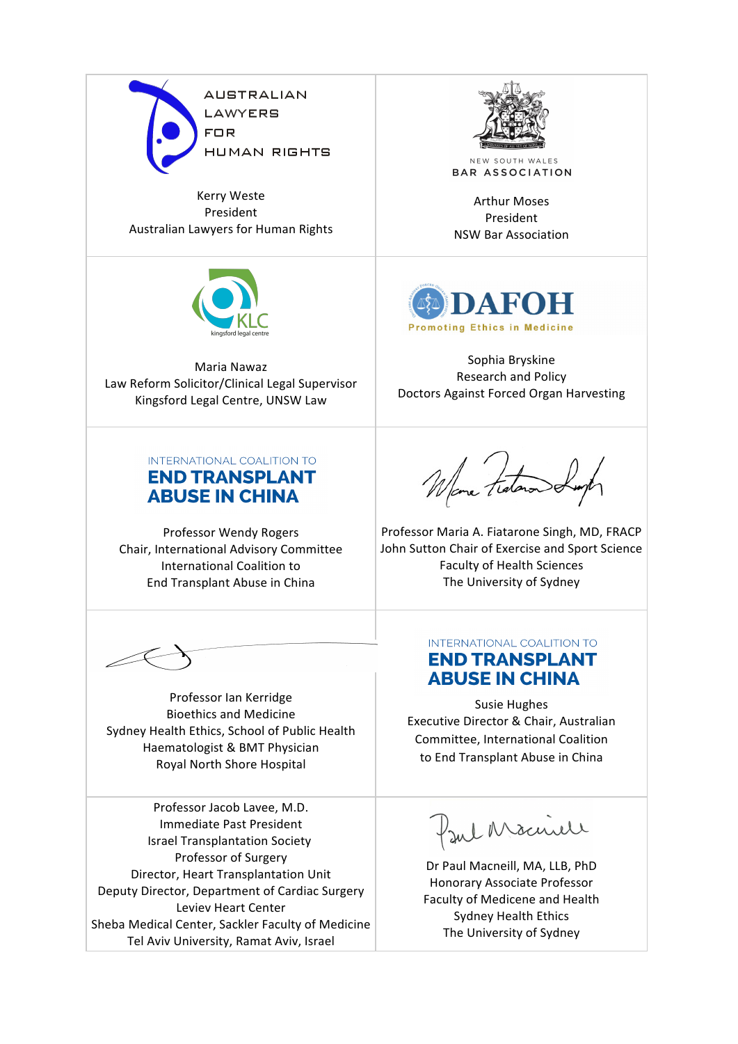| | |
|---|---|
| AUSTRALIAN LAWYERS FOR HUMAN RIGHTS<br><br>Kerry Weste<br>President<br>Australian Lawyers for Human Rights | NEW SOUTH WALES BAR ASSOCIATION<br><br>Arthur Moses<br>President<br>NSW Bar Association |
| KLC kingsford legal centre<br><br>Maria Nawaz<br>Law Reform Solicitor/Clinical Legal Supervisor<br>Kingsford Legal Centre, UNSW Law | DAFOH Promoting Ethics in Medicine<br><br>Sophia Bryskine<br>Research and Policy<br>Doctors Against Forced Organ Harvesting |
| INTERNATIONAL COALITION TO END TRANSPLANT ABUSE IN CHINA<br><br>Professor Wendy Rogers<br>Chair, International Advisory Committee<br>International Coalition to<br>End Transplant Abuse in China | Professor Maria A. Fiatarone Singh, MD, FRACP<br>John Sutton Chair of Exercise and Sport Science<br>Faculty of Health Sciences<br>The University of Sydney |
| Professor Ian Kerridge<br>Bioethics and Medicine<br>Sydney Health Ethics, School of Public Health<br>Haematologist & BMT Physician<br>Royal North Shore Hospital | INTERNATIONAL COALITION TO END TRANSPLANT ABUSE IN CHINA<br><br>Susie Hughes<br>Executive Director & Chair, Australian Committee, International Coalition to End Transplant Abuse in China |
| Professor Jacob Lavee, M.D.<br>Immediate Past President<br>Israel Transplantation Society<br>Professor of Surgery<br>Director, Heart Transplantation Unit<br>Deputy Director, Department of Cardiac Surgery<br>Leviev Heart Center<br>Sheba Medical Center, Sackler Faculty of Medicine<br>Tel Aviv University, Ramat Aviv, Israel | Dr Paul Macneill, MA, LLB, PhD<br>Honorary Associate Professor<br>Faculty of Medecine and Health<br>Sydney Health Ethics<br>The University of Sydney |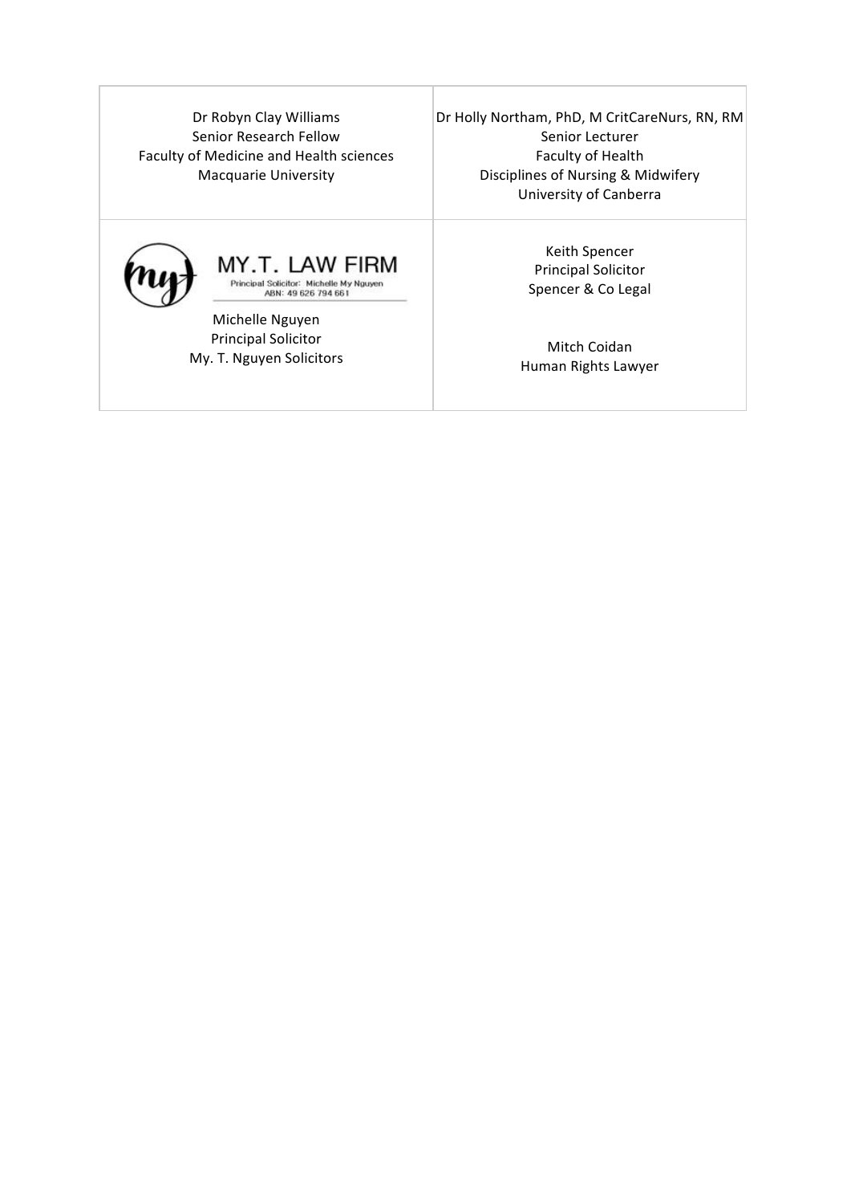| | |
|---|---|
| Dr Robyn Clay Williams<br>Senior Research Fellow<br>Faculty of Medicine and Health sciences<br>Macquarie University | Dr Holly Northam, PhD, M CritCareNurs, RN, RM<br>Senior Lecturer<br>Faculty of Health<br>Disciplines of Nursing & Midwifery<br>University of Canberra |
| MY.T. LAW FIRM<br>Principal Solicitor: Michelle My Nguyen<br>ABN: 49 626 794 661<br>Michelle Nguyen<br>Principal Solicitor<br>My. T. Nguyen Solicitors | Keith Spencer<br>Principal Solicitor<br>Spencer & Co Legal<br><br>Mitch Coidan<br>Human Rights Lawyer |